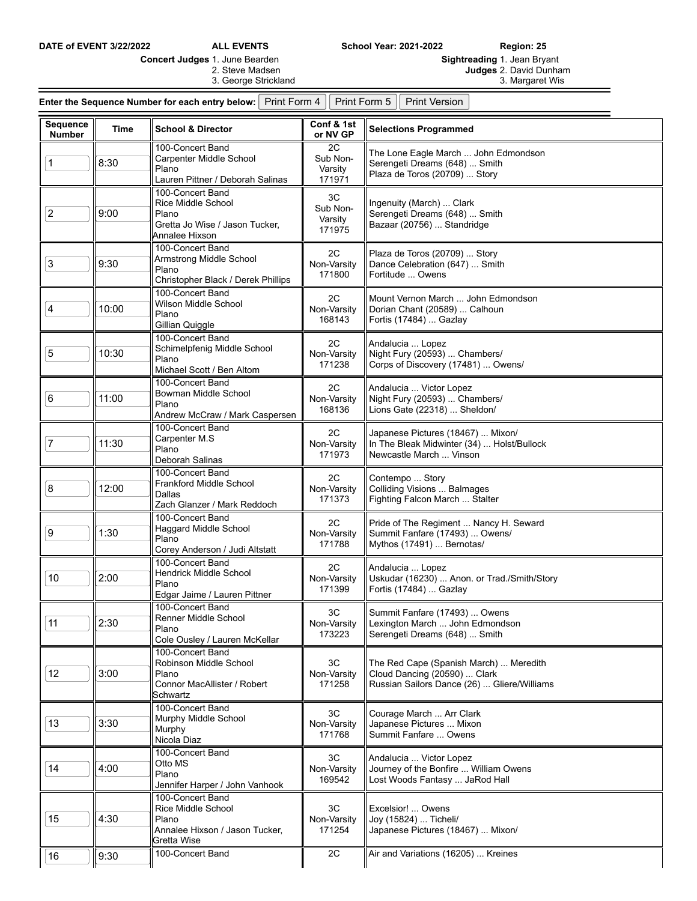**DATE of EVENT 3/22/2022** **ALL EVENTS** **School Year: 2021-2022** **Region: 25**

**Concert Judges** 1. June Bearden
2. Steve Madsen
3. George Strickland

**Sightreading Judges** 1. Jean Bryant
2. David Dunham
3. Margaret Wis

**Enter the Sequence Number for each entry below:** Print Form 4 | Print Form 5 | Print Version

| Sequence Number | Time | School & Director | Conf & 1st or NV GP | Selections Programmed |
|---|---|---|---|---|
| 1 | 8:30 | 100-Concert Band<br>Carpenter Middle School<br>Plano<br>Lauren Pittner / Deborah Salinas | 2C<br>Sub Non-Varsity<br>171971 | The Lone Eagle March ... John Edmondson<br>Serengeti Dreams (648) ... Smith<br>Plaza de Toros (20709) ... Story |
| 2 | 9:00 | 100-Concert Band<br>Rice Middle School<br>Plano<br>Gretta Jo Wise / Jason Tucker, Annalee Hixson | 3C<br>Sub Non-Varsity<br>171975 | Ingenuity (March) ... Clark<br>Serengeti Dreams (648) ... Smith<br>Bazaar (20756) ... Standridge |
| 3 | 9:30 | 100-Concert Band<br>Armstrong Middle School<br>Plano<br>Christopher Black / Derek Phillips | 2C<br>Non-Varsity<br>171800 | Plaza de Toros (20709) ... Story<br>Dance Celebration (647) ... Smith<br>Fortitude ... Owens |
| 4 | 10:00 | 100-Concert Band<br>Wilson Middle School<br>Plano<br>Gillian Quiggle | 2C<br>Non-Varsity<br>168143 | Mount Vernon March ... John Edmondson<br>Dorian Chant (20589) ... Calhoun<br>Fortis (17484) ... Gazlay |
| 5 | 10:30 | 100-Concert Band<br>Schimelpfenig Middle School<br>Plano<br>Michael Scott / Ben Altom | 2C<br>Non-Varsity<br>171238 | Andalucia ... Lopez<br>Night Fury (20593) ... Chambers/<br>Corps of Discovery (17481) ... Owens/ |
| 6 | 11:00 | 100-Concert Band<br>Bowman Middle School<br>Plano<br>Andrew McCraw / Mark Caspersen | 2C<br>Non-Varsity<br>168136 | Andalucia ... Victor Lopez<br>Night Fury (20593) ... Chambers/<br>Lions Gate (22318) ... Sheldon/ |
| 7 | 11:30 | 100-Concert Band<br>Carpenter M.S<br>Plano<br>Deborah Salinas | 2C<br>Non-Varsity<br>171973 | Japanese Pictures (18467) ... Mixon/<br>In The Bleak Midwinter (34) ... Holst/Bullock<br>Newcastle March ... Vinson |
| 8 | 12:00 | 100-Concert Band<br>Frankford Middle School<br>Dallas<br>Zach Glanzer / Mark Reddoch | 2C<br>Non-Varsity<br>171373 | Contempo ... Story<br>Colliding Visions ... Balmages<br>Fighting Falcon March ... Stalter |
| 9 | 1:30 | 100-Concert Band<br>Haggard Middle School<br>Plano<br>Corey Anderson / Judi Altstatt | 2C<br>Non-Varsity<br>171788 | Pride of The Regiment ... Nancy H. Seward<br>Summit Fanfare (17493) ... Owens/<br>Mythos (17491) ... Bernotas/ |
| 10 | 2:00 | 100-Concert Band<br>Hendrick Middle School<br>Plano<br>Edgar Jaime / Lauren Pittner | 2C<br>Non-Varsity<br>171399 | Andalucia ... Lopez<br>Uskudar (16230) ... Anon. or Trad./Smith/Story<br>Fortis (17484) ... Gazlay |
| 11 | 2:30 | 100-Concert Band<br>Renner Middle School<br>Plano<br>Cole Ousley / Lauren McKellar | 3C<br>Non-Varsity<br>173223 | Summit Fanfare (17493) ... Owens<br>Lexington March ... John Edmondson<br>Serengeti Dreams (648) ... Smith |
| 12 | 3:00 | 100-Concert Band<br>Robinson Middle School<br>Plano<br>Connor MacAllister / Robert Schwartz | 3C<br>Non-Varsity<br>171258 | The Red Cape (Spanish March) ... Meredith<br>Cloud Dancing (20590) ... Clark<br>Russian Sailors Dance (26) ... Gliere/Williams |
| 13 | 3:30 | 100-Concert Band<br>Murphy Middle School<br>Murphy<br>Nicola Diaz | 3C<br>Non-Varsity<br>171768 | Courage March ... Arr Clark<br>Japanese Pictures ... Mixon<br>Summit Fanfare ... Owens |
| 14 | 4:00 | 100-Concert Band<br>Otto MS<br>Plano<br>Jennifer Harper / John Vanhook | 3C<br>Non-Varsity<br>169542 | Andalucia ... Victor Lopez<br>Journey of the Bonfire ... William Owens<br>Lost Woods Fantasy ... JaRod Hall |
| 15 | 4:30 | 100-Concert Band<br>Rice Middle School<br>Plano<br>Annalee Hixson / Jason Tucker, Gretta Wise | 3C<br>Non-Varsity<br>171254 | Excelsior! ... Owens<br>Joy (15824) ... Ticheli/<br>Japanese Pictures (18467) ... Mixon/ |
| 16 | 9:30 | 100-Concert Band | 2C | Air and Variations (16205) ... Kreines |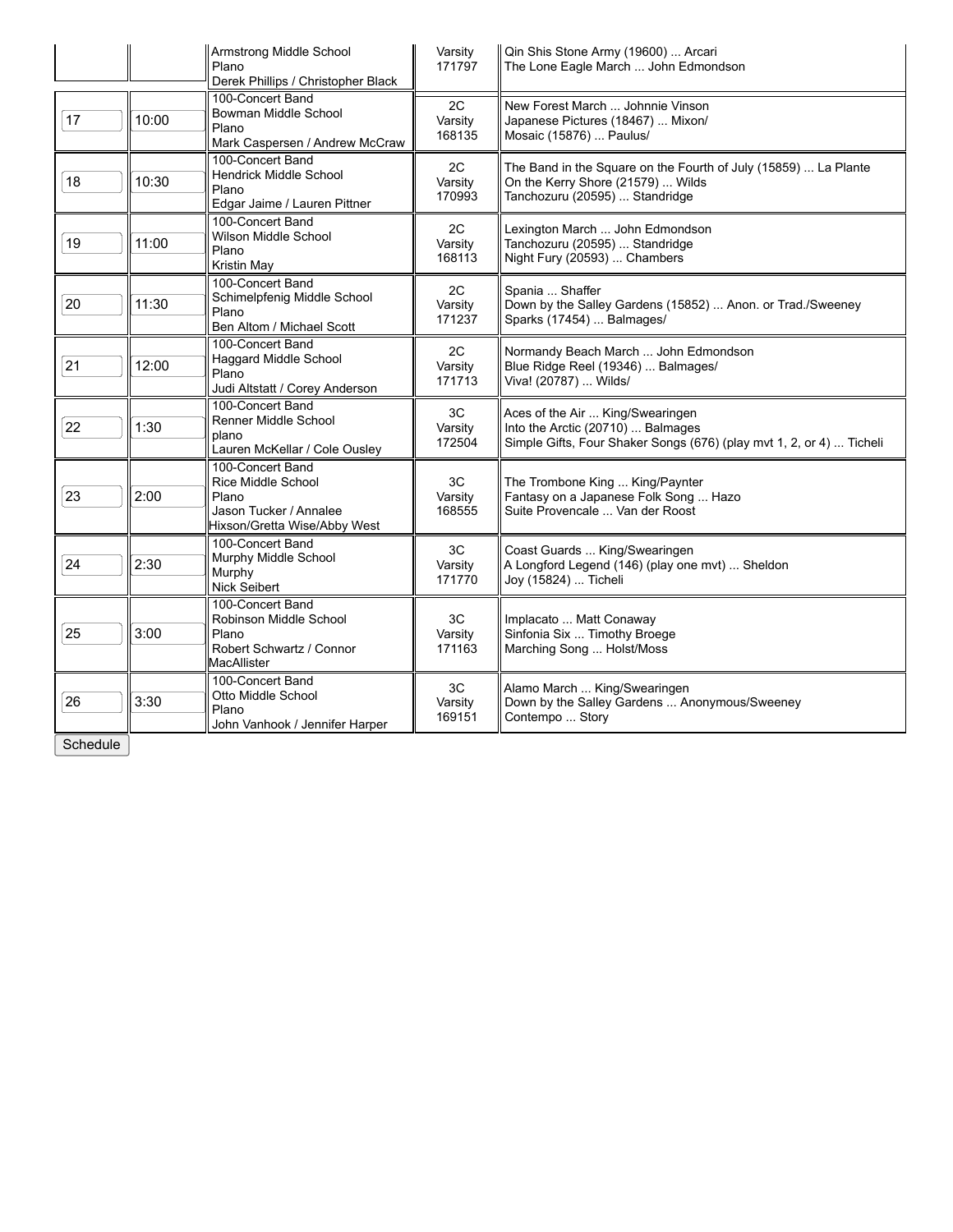| | | | | |
|---|---|---|---|---|
| | | Armstrong Middle School<br>Plano<br>Derek Phillips / Christopher Black | Varsity<br>171797 | Qin Shis Stone Army (19600) ... Arcari<br>The Lone Eagle March ... John Edmondson |
| 17 | 10:00 | 100-Concert Band<br>Bowman Middle School<br>Plano<br>Mark Caspersen / Andrew McCraw | 2C<br>Varsity<br>168135 | New Forest March ... Johnnie Vinson<br>Japanese Pictures (18467) ... Mixon/<br>Mosaic (15876) ... Paulus/ |
| 18 | 10:30 | 100-Concert Band<br>Hendrick Middle School<br>Plano<br>Edgar Jaime / Lauren Pittner | 2C<br>Varsity<br>170993 | The Band in the Square on the Fourth of July (15859) ... La Plante<br>On the Kerry Shore (21579) ... Wilds<br>Tanchozuru (20595) ... Standridge |
| 19 | 11:00 | 100-Concert Band<br>Wilson Middle School<br>Plano<br>Kristin May | 2C<br>Varsity<br>168113 | Lexington March ... John Edmondson<br>Tanchozuru (20595) ... Standridge<br>Night Fury (20593) ... Chambers |
| 20 | 11:30 | 100-Concert Band<br>Schimelpfenig Middle School<br>Plano<br>Ben Altom / Michael Scott | 2C<br>Varsity<br>171237 | Spania ... Shaffer<br>Down by the Salley Gardens (15852) ... Anon. or Trad./Sweeney<br>Sparks (17454) ... Balmages/ |
| 21 | 12:00 | 100-Concert Band<br>Haggard Middle School<br>Plano<br>Judi Altstatt / Corey Anderson | 2C<br>Varsity<br>171713 | Normandy Beach March ... John Edmondson<br>Blue Ridge Reel (19346) ... Balmages/<br>Viva! (20787) ... Wilds/ |
| 22 | 1:30 | 100-Concert Band<br>Renner Middle School<br>plano<br>Lauren McKellar / Cole Ousley | 3C<br>Varsity<br>172504 | Aces of the Air ... King/Swearingen<br>Into the Arctic (20710) ... Balmages<br>Simple Gifts, Four Shaker Songs (676) (play mvt 1, 2, or 4) ... Ticheli |
| 23 | 2:00 | 100-Concert Band<br>Rice Middle School<br>Plano<br>Jason Tucker / Annalee Hixson/Gretta Wise/Abby West | 3C<br>Varsity<br>168555 | The Trombone King ... King/Paynter<br>Fantasy on a Japanese Folk Song ... Hazo<br>Suite Provencale ... Van der Roost |
| 24 | 2:30 | 100-Concert Band<br>Murphy Middle School<br>Murphy<br>Nick Seibert | 3C<br>Varsity<br>171770 | Coast Guards ... King/Swearingen<br>A Longford Legend (146) (play one mvt) ... Sheldon<br>Joy (15824) ... Ticheli |
| 25 | 3:00 | 100-Concert Band<br>Robinson Middle School<br>Plano<br>Robert Schwartz / Connor MacAllister | 3C<br>Varsity<br>171163 | Implacato ... Matt Conaway<br>Sinfonia Six ... Timothy Broege<br>Marching Song ... Holst/Moss |
| 26 | 3:30 | 100-Concert Band<br>Otto Middle School<br>Plano<br>John Vanhook / Jennifer Harper | 3C<br>Varsity<br>169151 | Alamo March ... King/Swearingen<br>Down by the Salley Gardens ... Anonymous/Sweeney<br>Contempo ... Story |

Schedule